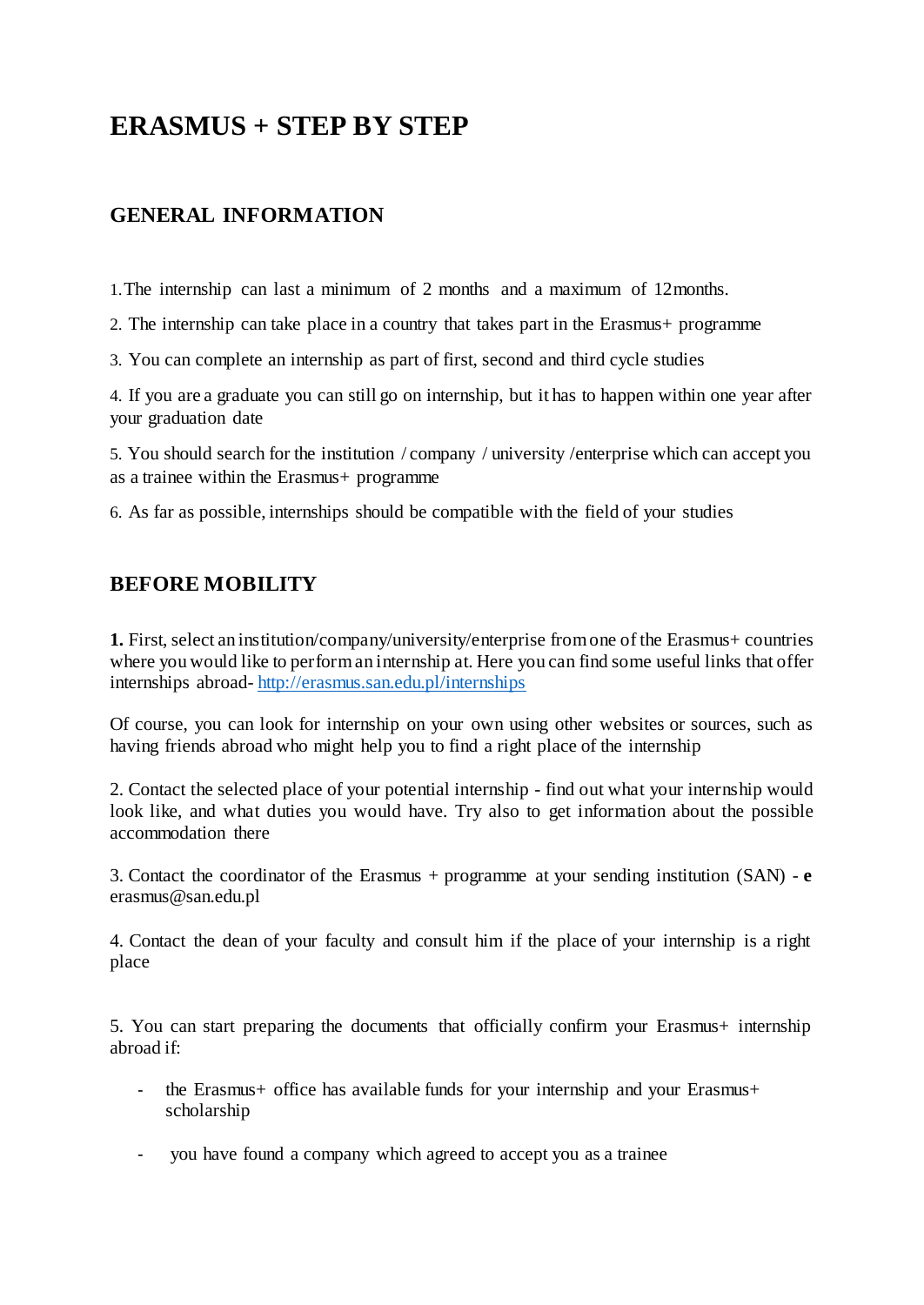# ERASMUS + STEP BY STEP

## GENERAL INFORMATION

1. The internship can last a minimum of 2 months and a maximum of 12 months.
2. The internship can take place in a country that takes part in the Erasmus+ programme
3. You can complete an internship as part of first, second and third cycle studies
4. If you are a graduate you can still go on internship, but it has to happen within one year after your graduation date
5. You should search for the institution / company / university /enterprise which can accept you as a trainee within the Erasmus+ programme
6. As far as possible, internships should be compatible with the field of your studies

## BEFORE MOBILITY

**1.** First, select an institution/company/university/enterprise from one of the Erasmus+ countries where you would like to perform an internship at. Here you can find some useful links that offer internships abroad- http://erasmus.san.edu.pl/internships

Of course, you can look for internship on your own using other websites or sources, such as having friends abroad who might help you to find a right place of the internship

2. Contact the selected place of your potential internship - find out what your internship would look like, and what duties you would have. Try also to get information about the possible accommodation there

3. Contact the coordinator of the Erasmus + programme at your sending institution (SAN) - **e** erasmus@san.edu.pl

4. Contact the dean of your faculty and consult him if the place of your internship is a right place

5. You can start preparing the documents that officially confirm your Erasmus+ internship abroad if:

- the Erasmus+ office has available funds for your internship and your Erasmus+ scholarship
- you have found a company which agreed to accept you as a trainee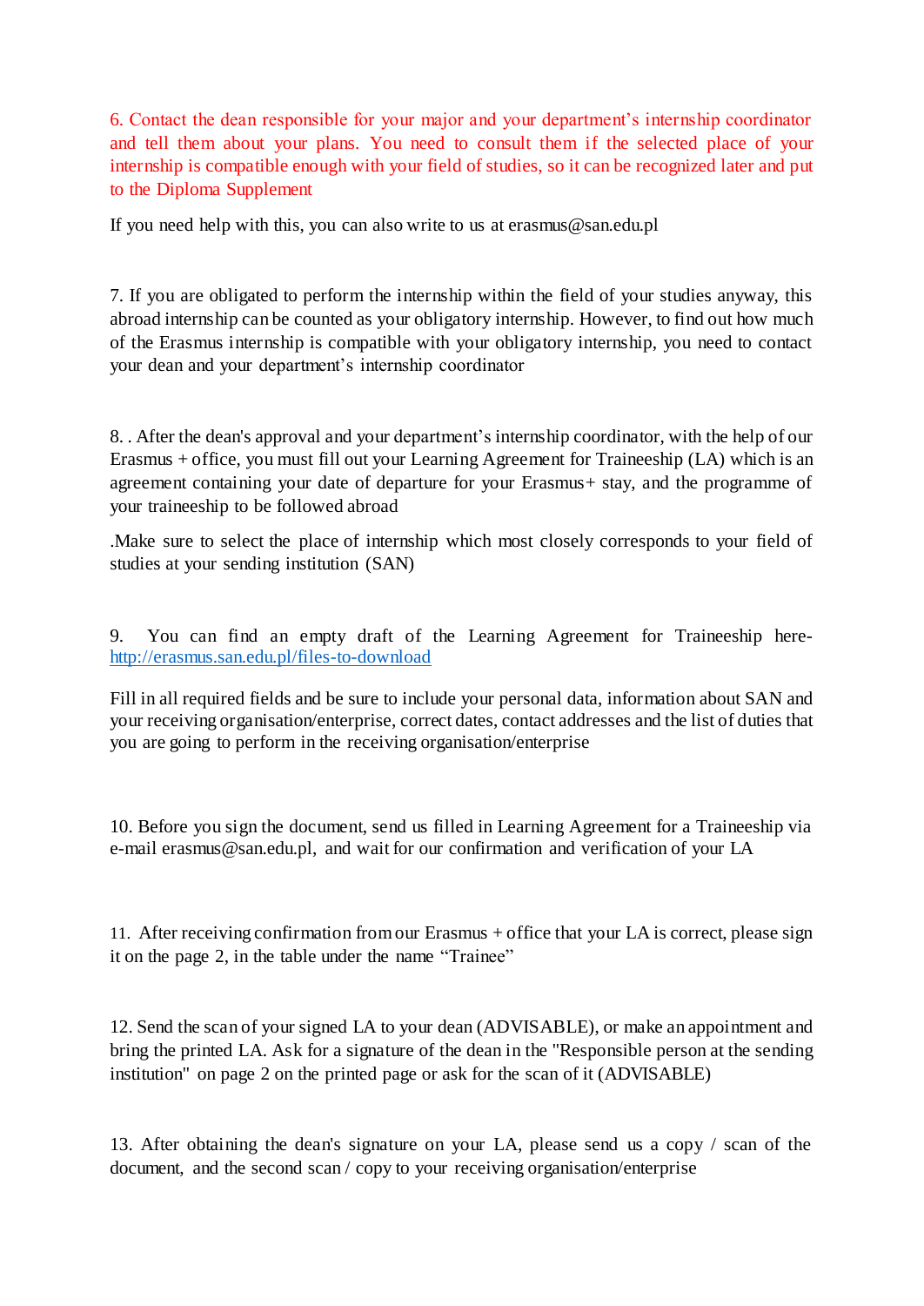6. Contact the dean responsible for your major and your department's internship coordinator and tell them about your plans. You need to consult them if the selected place of your internship is compatible enough with your field of studies, so it can be recognized later and put to the Diploma Supplement

If you need help with this, you can also write to us at erasmus@san.edu.pl

7. If you are obligated to perform the internship within the field of your studies anyway, this abroad internship can be counted as your obligatory internship. However, to find out how much of the Erasmus internship is compatible with your obligatory internship, you need to contact your dean and your department's internship coordinator

8. . After the dean's approval and your department's internship coordinator, with the help of our Erasmus + office, you must fill out your Learning Agreement for Traineeship (LA) which is an agreement containing your date of departure for your Erasmus+ stay, and the programme of your traineeship to be followed abroad

.Make sure to select the place of internship which most closely corresponds to your field of studies at your sending institution (SAN)

9. You can find an empty draft of the Learning Agreement for Traineeship here- http://erasmus.san.edu.pl/files-to-download

Fill in all required fields and be sure to include your personal data, information about SAN and your receiving organisation/enterprise, correct dates, contact addresses and the list of duties that you are going to perform in the receiving organisation/enterprise

10. Before you sign the document, send us filled in Learning Agreement for a Traineeship via e-mail erasmus@san.edu.pl, and wait for our confirmation and verification of your LA

11. After receiving confirmation from our Erasmus + office that your LA is correct, please sign it on the page 2, in the table under the name "Trainee"

12. Send the scan of your signed LA to your dean (ADVISABLE), or make an appointment and bring the printed LA. Ask for a signature of the dean in the "Responsible person at the sending institution" on page 2 on the printed page or ask for the scan of it (ADVISABLE)

13. After obtaining the dean's signature on your LA, please send us a copy / scan of the document, and the second scan / copy to your receiving organisation/enterprise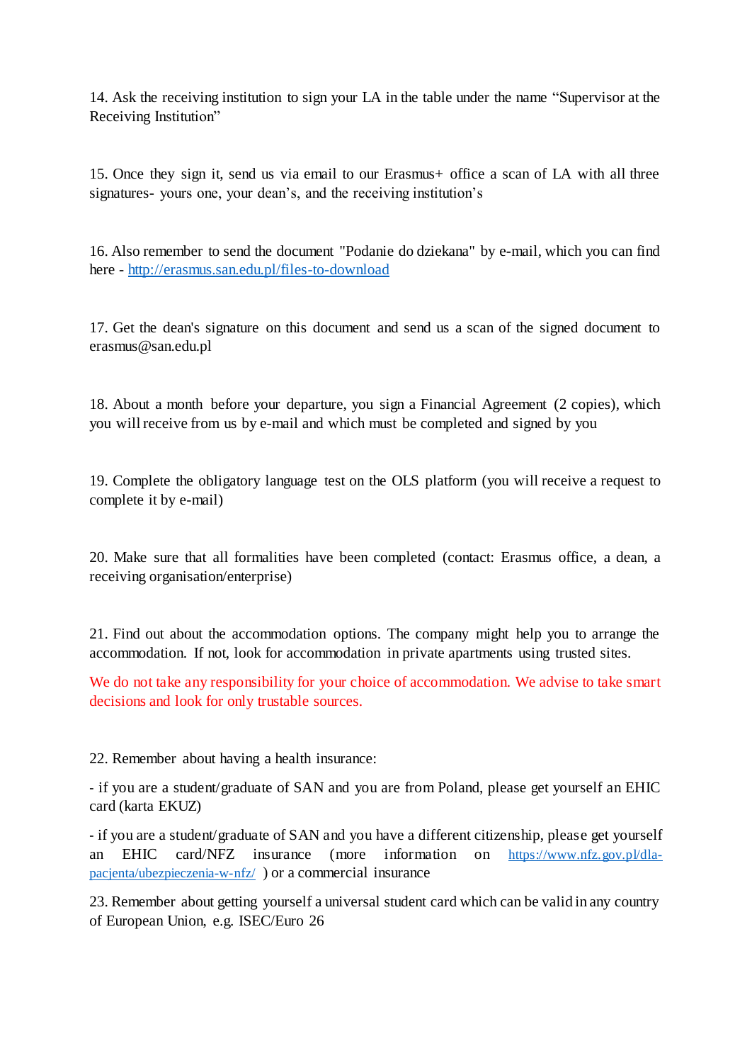14. Ask the receiving institution to sign your LA in the table under the name "Supervisor at the Receiving Institution"

15. Once they sign it, send us via email to our Erasmus+ office a scan of LA with all three signatures- yours one, your dean's, and the receiving institution's

16. Also remember to send the document "Podanie do dziekana" by e-mail, which you can find here - [http://erasmus.san.edu.pl/files-to-download](http://erasmus.san.edu.pl/files-to-download)

17. Get the dean's signature on this document and send us a scan of the signed document to erasmus@san.edu.pl

18. About a month before your departure, you sign a Financial Agreement (2 copies), which you will receive from us by e-mail and which must be completed and signed by you

19. Complete the obligatory language test on the OLS platform (you will receive a request to complete it by e-mail)

20. Make sure that all formalities have been completed (contact: Erasmus office, a dean, a receiving organisation/enterprise)

21. Find out about the accommodation options. The company might help you to arrange the accommodation. If not, look for accommodation in private apartments using trusted sites.

We do not take any responsibility for your choice of accommodation. We advise to take smart decisions and look for only trustable sources.

22. Remember about having a health insurance:

- if you are a student/graduate of SAN and you are from Poland, please get yourself an EHIC card (karta EKUZ)

- if you are a student/graduate of SAN and you have a different citizenship, please get yourself an EHIC card/NFZ insurance (more information on [https://www.nfz.gov.pl/dla-pacjenta/ubezpieczenia-w-nfz/](https://www.nfz.gov.pl/dla-pacjenta/ubezpieczenia-w-nfz/) ) or a commercial insurance

23. Remember about getting yourself a universal student card which can be valid in any country of European Union, e.g. ISEC/Euro 26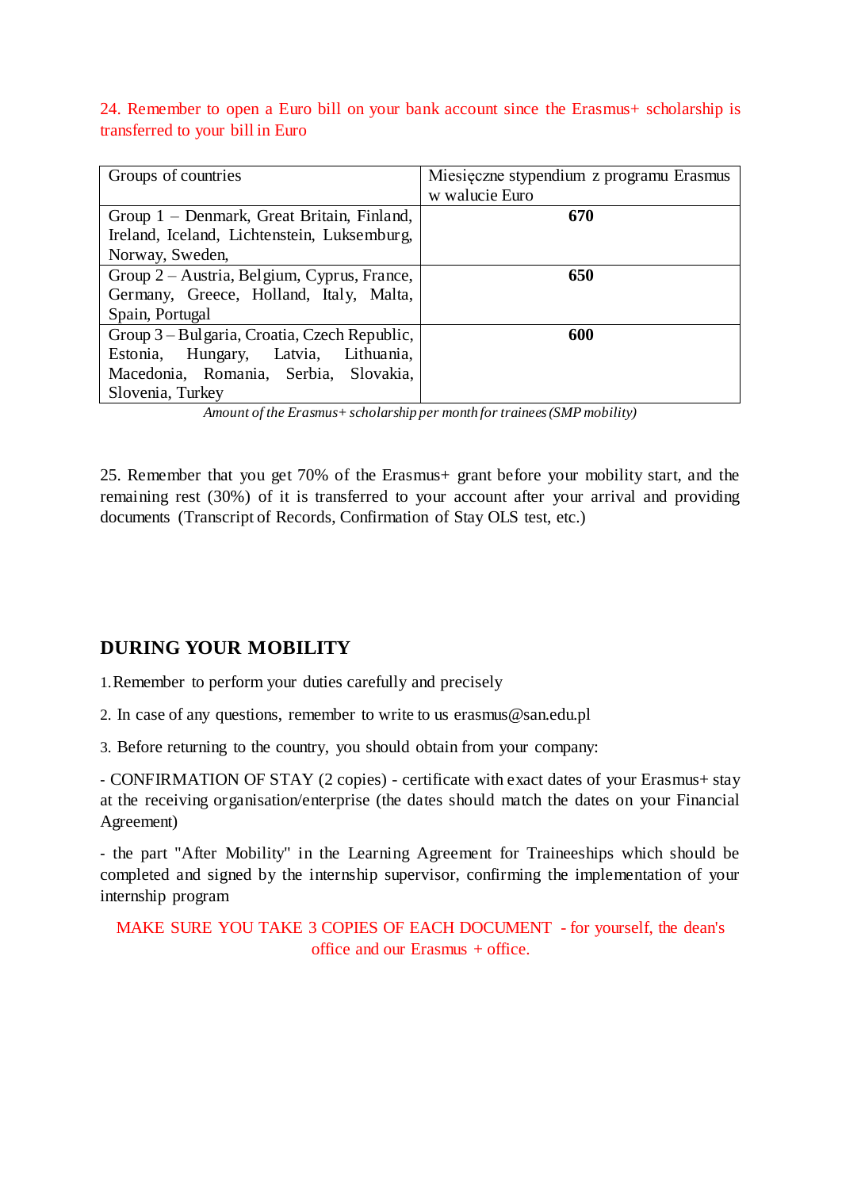24. Remember to open a Euro bill on your bank account since the Erasmus+ scholarship is transferred to your bill in Euro

| Groups of countries | Miesięczne stypendium z programu Erasmus w walucie Euro |
|---|---|
| Group 1 – Denmark, Great Britain, Finland, Ireland, Iceland, Lichtenstein, Luksemburg, Norway, Sweden, | **670** |
| Group 2 – Austria, Belgium, Cyprus, France, Germany, Greece, Holland, Italy, Malta, Spain, Portugal | **650** |
| Group 3 – Bulgaria, Croatia, Czech Republic, Estonia, Hungary, Latvia, Lithuania, Macedonia, Romania, Serbia, Slovakia, Slovenia, Turkey | **600** |

*Amount of the Erasmus+ scholarship per month for trainees (SMP mobility)*

25. Remember that you get 70% of the Erasmus+ grant before your mobility start, and the remaining rest (30%) of it is transferred to your account after your arrival and providing documents (Transcript of Records, Confirmation of Stay OLS test, etc.)

## DURING YOUR MOBILITY

1. Remember to perform your duties carefully and precisely

2. In case of any questions, remember to write to us erasmus@san.edu.pl

3. Before returning to the country, you should obtain from your company:

- CONFIRMATION OF STAY (2 copies) - certificate with exact dates of your Erasmus+ stay at the receiving organisation/enterprise (the dates should match the dates on your Financial Agreement)

- the part "After Mobility" in the Learning Agreement for Traineeships which should be completed and signed by the internship supervisor, confirming the implementation of your internship program

MAKE SURE YOU TAKE 3 COPIES OF EACH DOCUMENT - for yourself, the dean's office and our Erasmus + office.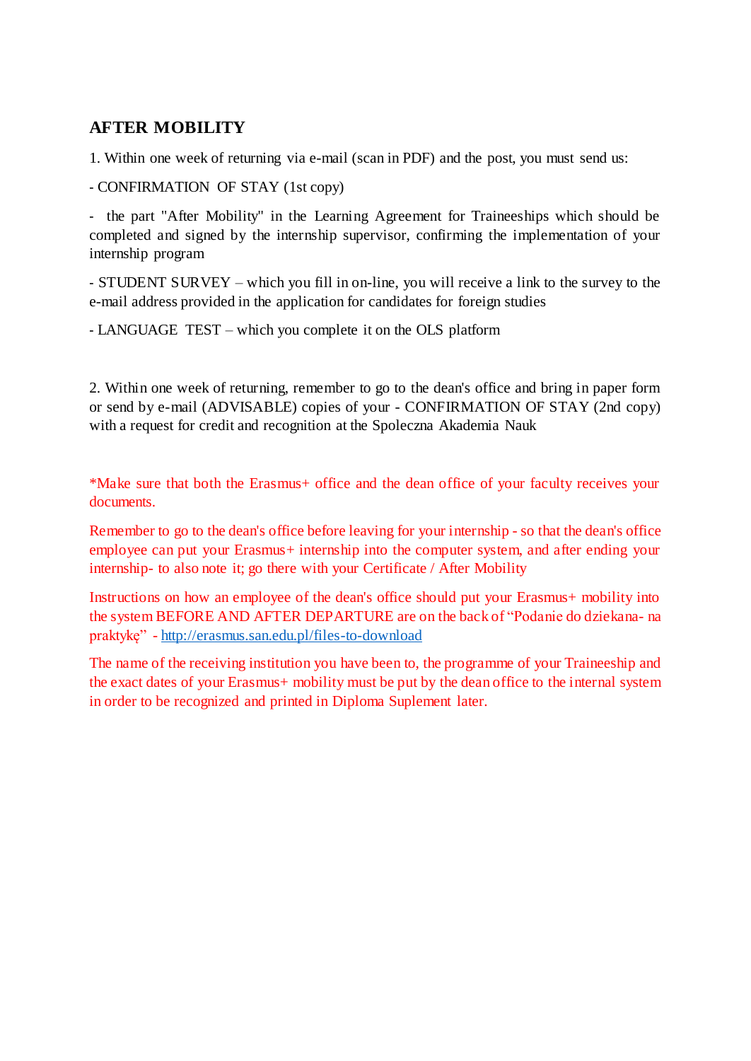## AFTER MOBILITY

1. Within one week of returning via e-mail (scan in PDF) and the post, you must send us:

- CONFIRMATION OF STAY (1st copy)

- the part "After Mobility" in the Learning Agreement for Traineeships which should be completed and signed by the internship supervisor, confirming the implementation of your internship program

- STUDENT SURVEY – which you fill in on-line, you will receive a link to the survey to the e-mail address provided in the application for candidates for foreign studies

- LANGUAGE TEST – which you complete it on the OLS platform

2. Within one week of returning, remember to go to the dean's office and bring in paper form or send by e-mail (ADVISABLE) copies of your - CONFIRMATION OF STAY (2nd copy) with a request for credit and recognition at the Spoleczna Akademia Nauk

*Make sure that both the Erasmus+ office and the dean office of your faculty receives your documents.

Remember to go to the dean's office before leaving for your internship - so that the dean's office employee can put your Erasmus+ internship into the computer system, and after ending your internship- to also note it; go there with your Certificate / After Mobility

Instructions on how an employee of the dean's office should put your Erasmus+ mobility into the system BEFORE AND AFTER DEPARTURE are on the back of "Podanie do dziekana- na praktykę" - http://erasmus.san.edu.pl/files-to-download

The name of the receiving institution you have been to, the programme of your Traineeship and the exact dates of your Erasmus+ mobility must be put by the dean office to the internal system in order to be recognized and printed in Diploma Suplement later.